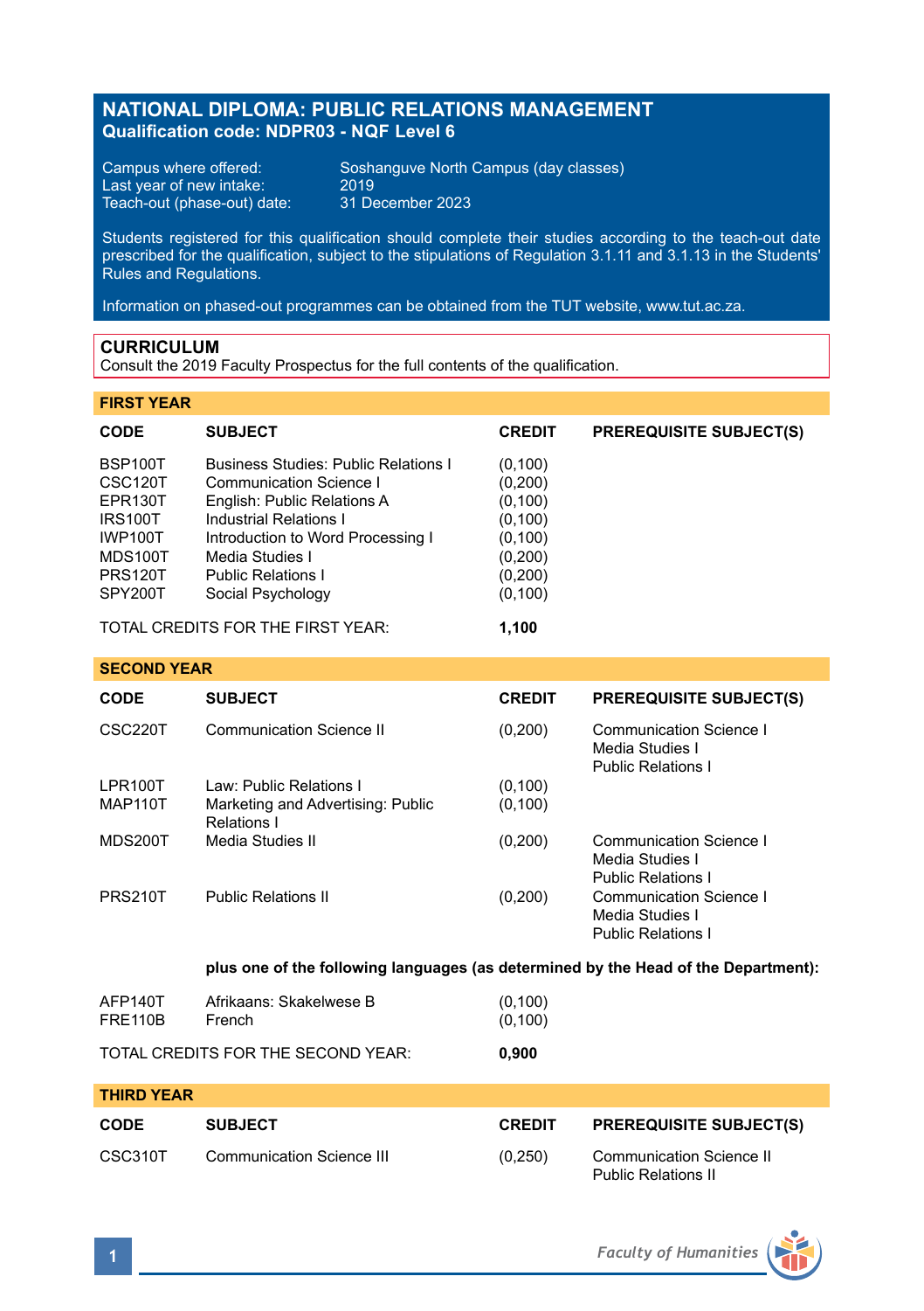# NATIONAL DIPLOMA: PUBLIC RELATIONS MANAGEMENT
**Qualification code: NDPR03 - NQF Level 6**

Campus where offered: Soshanguve North Campus (day classes)
Last year of new intake: 2019
Teach-out (phase-out) date: 31 December 2023

Students registered for this qualification should complete their studies according to the teach-out date prescribed for the qualification, subject to the stipulations of Regulation 3.1.11 and 3.1.13 in the Students' Rules and Regulations.

Information on phased-out programmes can be obtained from the TUT website, www.tut.ac.za.

## CURRICULUM
Consult the 2019 Faculty Prospectus for the full contents of the qualification.

### FIRST YEAR

| CODE | SUBJECT | CREDIT | PREREQUISITE SUBJECT(S) |
|---|---|---|---|
| BSP100T | Business Studies: Public Relations I | (0,100) | |
| CSC120T | Communication Science I | (0,200) | |
| EPR130T | English: Public Relations A | (0,100) | |
| IRS100T | Industrial Relations I | (0,100) | |
| IWP100T | Introduction to Word Processing I | (0,100) | |
| MDS100T | Media Studies I | (0,200) | |
| PRS120T | Public Relations I | (0,200) | |
| SPY200T | Social Psychology | (0,100) | |
| TOTAL CREDITS FOR THE FIRST YEAR: | | **1,100** | |

### SECOND YEAR

| CODE | SUBJECT | CREDIT | PREREQUISITE SUBJECT(S) |
|---|---|---|---|
| CSC220T | Communication Science II | (0,200) | Communication Science I<br>Media Studies I<br>Public Relations I |
| LPR100T | Law: Public Relations I | (0,100) | |
| MAP110T | Marketing and Advertising: Public Relations I | (0,100) | |
| MDS200T | Media Studies II | (0,200) | Communication Science I<br>Media Studies I<br>Public Relations I |
| PRS210T | Public Relations II | (0,200) | Communication Science I<br>Media Studies I<br>Public Relations I |
| | **plus one of the following languages (as determined by the Head of the Department):** | | |
| AFP140T | Afrikaans: Skakelwese B | (0,100) | |
| FRE110B | French | (0,100) | |
| TOTAL CREDITS FOR THE SECOND YEAR: | | **0,900** | |

### THIRD YEAR

| CODE | SUBJECT | CREDIT | PREREQUISITE SUBJECT(S) |
|---|---|---|---|
| CSC310T | Communication Science III | (0,250) | Communication Science II<br>Public Relations II |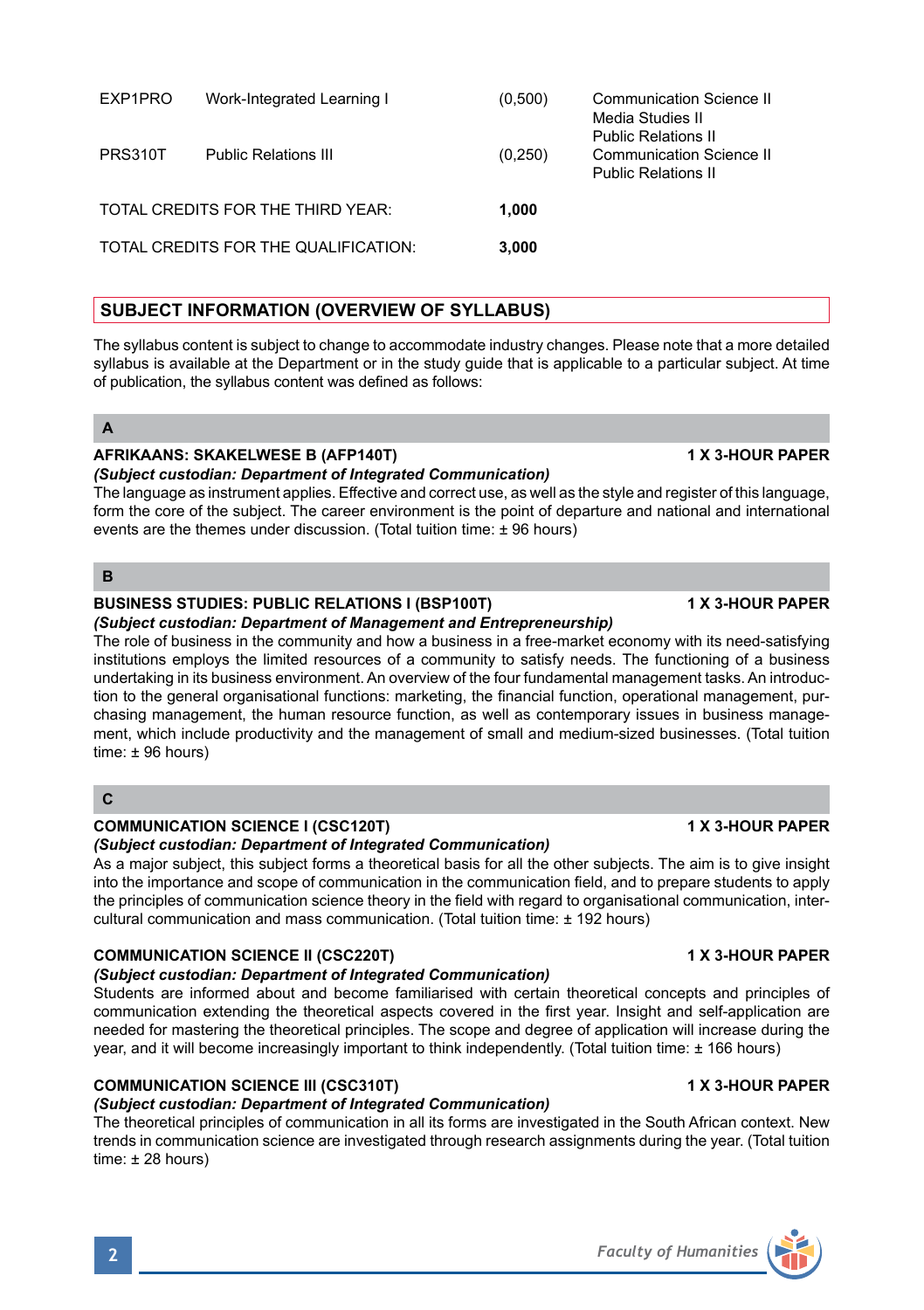| | | | |
|---|---|---|---|
| EXP1PRO | Work-Integrated Learning I | (0,500) | Communication Science II<br>Media Studies II<br>Public Relations II |
| PRS310T | Public Relations III | (0,250) | Communication Science II<br>Public Relations II |

TOTAL CREDITS FOR THE THIRD YEAR: **1,000**

TOTAL CREDITS FOR THE QUALIFICATION: **3,000**

## SUBJECT INFORMATION (OVERVIEW OF SYLLABUS)

The syllabus content is subject to change to accommodate industry changes. Please note that a more detailed syllabus is available at the Department or in the study guide that is applicable to a particular subject. At time of publication, the syllabus content was defined as follows:

### A

**AFRIKAANS: SKAKELWESE B (AFP140T) — 1 X 3-HOUR PAPER**

***(Subject custodian: Department of Integrated Communication)***

The language as instrument applies. Effective and correct use, as well as the style and register of this language, form the core of the subject. The career environment is the point of departure and national and international events are the themes under discussion. (Total tuition time: ± 96 hours)

### B

**BUSINESS STUDIES: PUBLIC RELATIONS I (BSP100T) — 1 X 3-HOUR PAPER**

***(Subject custodian: Department of Management and Entrepreneurship)***

The role of business in the community and how a business in a free-market economy with its need-satisfying institutions employs the limited resources of a community to satisfy needs. The functioning of a business undertaking in its business environment. An overview of the four fundamental management tasks. An introduction to the general organisational functions: marketing, the financial function, operational management, purchasing management, the human resource function, as well as contemporary issues in business management, which include productivity and the management of small and medium-sized businesses. (Total tuition time: ± 96 hours)

### C

**COMMUNICATION SCIENCE I (CSC120T) — 1 X 3-HOUR PAPER**

***(Subject custodian: Department of Integrated Communication)***

As a major subject, this subject forms a theoretical basis for all the other subjects. The aim is to give insight into the importance and scope of communication in the communication field, and to prepare students to apply the principles of communication science theory in the field with regard to organisational communication, intercultural communication and mass communication. (Total tuition time: ± 192 hours)

**COMMUNICATION SCIENCE II (CSC220T) — 1 X 3-HOUR PAPER**

***(Subject custodian: Department of Integrated Communication)***

Students are informed about and become familiarised with certain theoretical concepts and principles of communication extending the theoretical aspects covered in the first year. Insight and self-application are needed for mastering the theoretical principles. The scope and degree of application will increase during the year, and it will become increasingly important to think independently. (Total tuition time: ± 166 hours)

**COMMUNICATION SCIENCE III (CSC310T) — 1 X 3-HOUR PAPER**

***(Subject custodian: Department of Integrated Communication)***

The theoretical principles of communication in all its forms are investigated in the South African context. New trends in communication science are investigated through research assignments during the year. (Total tuition time: ± 28 hours)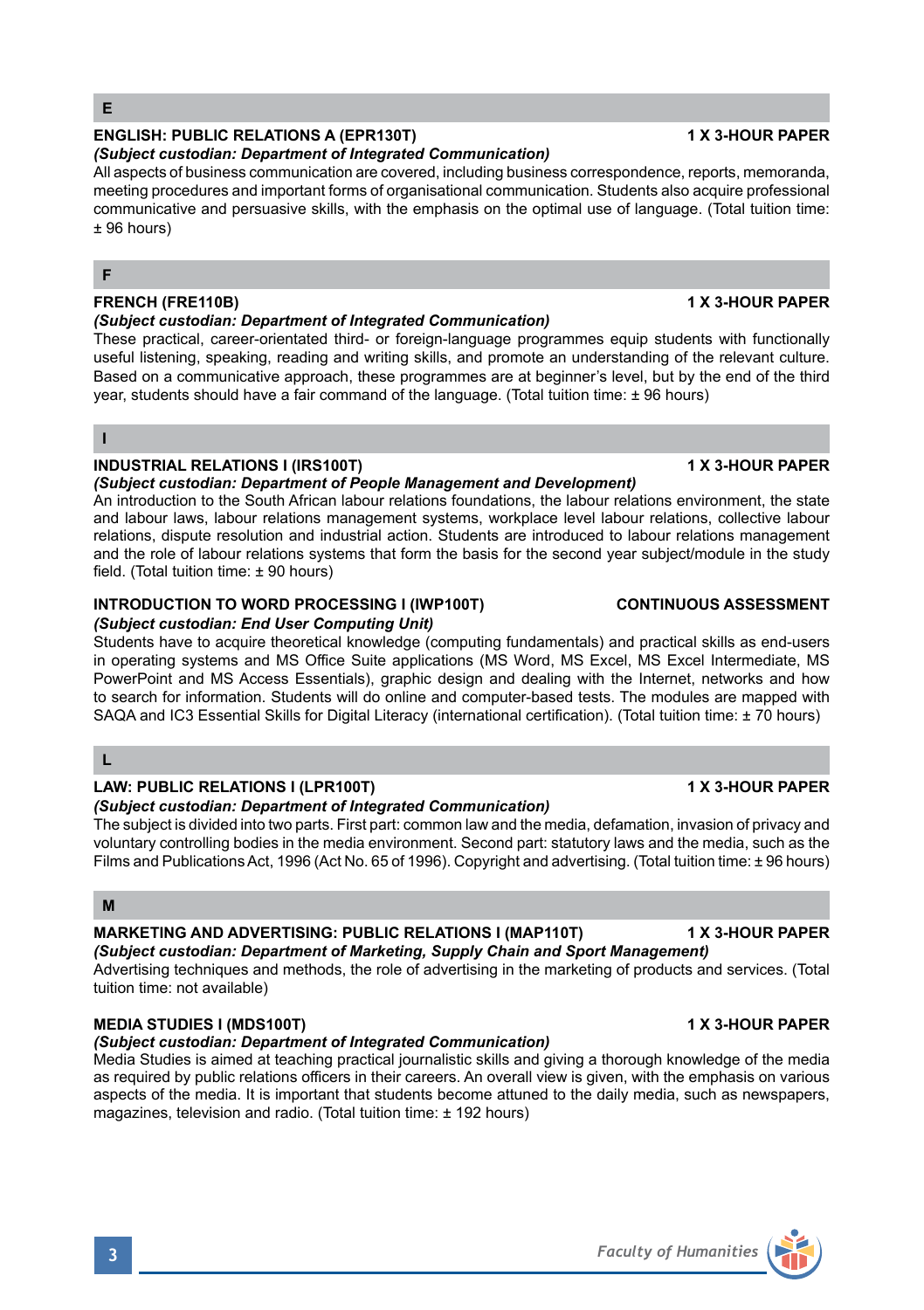## E

**ENGLISH: PUBLIC RELATIONS A (EPR130T) 1 X 3-HOUR PAPER**

***(Subject custodian: Department of Integrated Communication)***

All aspects of business communication are covered, including business correspondence, reports, memoranda, meeting procedures and important forms of organisational communication. Students also acquire professional communicative and persuasive skills, with the emphasis on the optimal use of language. (Total tuition time: ± 96 hours)

## F

**FRENCH (FRE110B) 1 X 3-HOUR PAPER**

***(Subject custodian: Department of Integrated Communication)***

These practical, career-orientated third- or foreign-language programmes equip students with functionally useful listening, speaking, reading and writing skills, and promote an understanding of the relevant culture. Based on a communicative approach, these programmes are at beginner's level, but by the end of the third year, students should have a fair command of the language. (Total tuition time: ± 96 hours)

## I

**INDUSTRIAL RELATIONS I (IRS100T) 1 X 3-HOUR PAPER**

***(Subject custodian: Department of People Management and Development)***

An introduction to the South African labour relations foundations, the labour relations environment, the state and labour laws, labour relations management systems, workplace level labour relations, collective labour relations, dispute resolution and industrial action. Students are introduced to labour relations management and the role of labour relations systems that form the basis for the second year subject/module in the study field. (Total tuition time: ± 90 hours)

**INTRODUCTION TO WORD PROCESSING I (IWP100T) CONTINUOUS ASSESSMENT**

***(Subject custodian: End User Computing Unit)***

Students have to acquire theoretical knowledge (computing fundamentals) and practical skills as end-users in operating systems and MS Office Suite applications (MS Word, MS Excel, MS Excel Intermediate, MS PowerPoint and MS Access Essentials), graphic design and dealing with the Internet, networks and how to search for information. Students will do online and computer-based tests. The modules are mapped with SAQA and IC3 Essential Skills for Digital Literacy (international certification). (Total tuition time: ± 70 hours)

## L

**LAW: PUBLIC RELATIONS I (LPR100T) 1 X 3-HOUR PAPER**

***(Subject custodian: Department of Integrated Communication)***

The subject is divided into two parts. First part: common law and the media, defamation, invasion of privacy and voluntary controlling bodies in the media environment. Second part: statutory laws and the media, such as the Films and Publications Act, 1996 (Act No. 65 of 1996). Copyright and advertising. (Total tuition time: ± 96 hours)

## M

**MARKETING AND ADVERTISING: PUBLIC RELATIONS I (MAP110T) 1 X 3-HOUR PAPER**

***(Subject custodian: Department of Marketing, Supply Chain and Sport Management)***

Advertising techniques and methods, the role of advertising in the marketing of products and services. (Total tuition time: not available)

**MEDIA STUDIES I (MDS100T) 1 X 3-HOUR PAPER**

***(Subject custodian: Department of Integrated Communication)***

Media Studies is aimed at teaching practical journalistic skills and giving a thorough knowledge of the media as required by public relations officers in their careers. An overall view is given, with the emphasis on various aspects of the media. It is important that students become attuned to the daily media, such as newspapers, magazines, television and radio. (Total tuition time: ± 192 hours)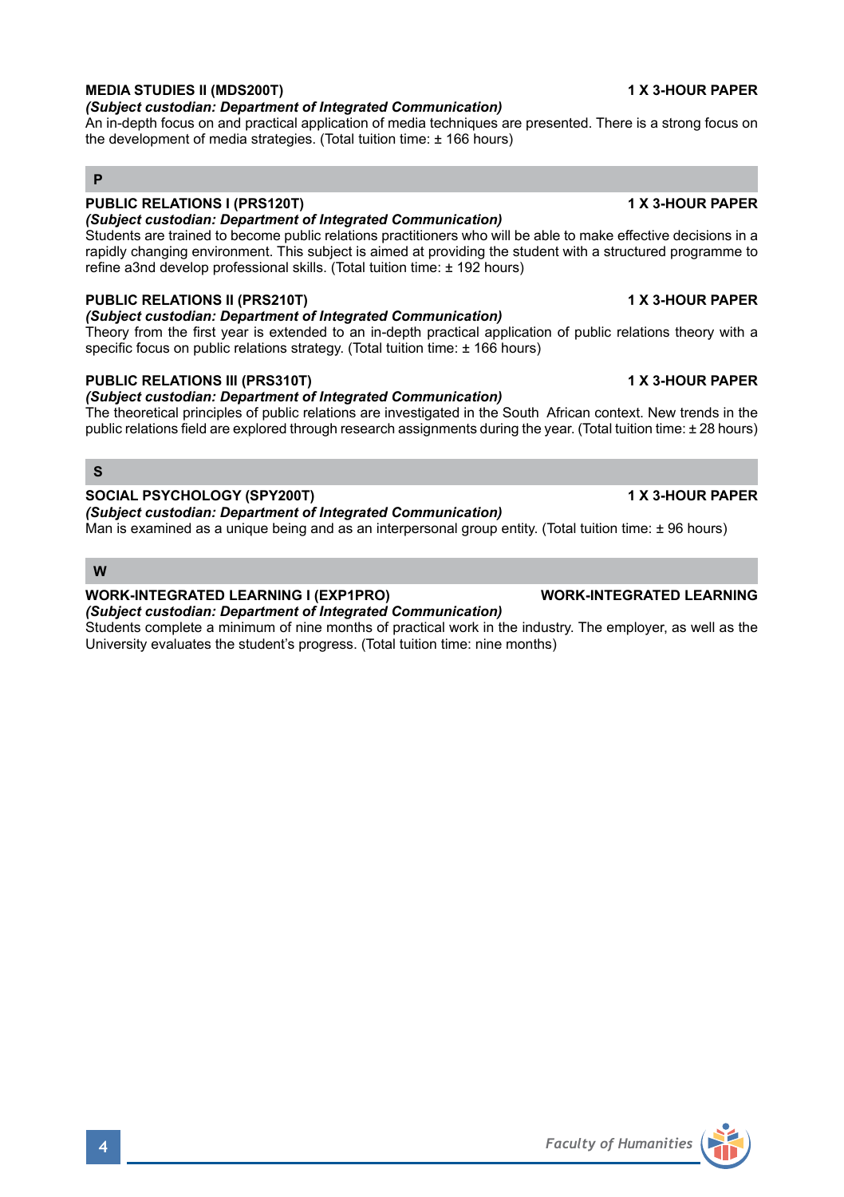**MEDIA STUDIES II (MDS200T)** **1 X 3-HOUR PAPER**

***(Subject custodian: Department of Integrated Communication)***

An in-depth focus on and practical application of media techniques are presented. There is a strong focus on the development of media strategies. (Total tuition time: ± 166 hours)

## P

**PUBLIC RELATIONS I (PRS120T)** **1 X 3-HOUR PAPER**

***(Subject custodian: Department of Integrated Communication)***

Students are trained to become public relations practitioners who will be able to make effective decisions in a rapidly changing environment. This subject is aimed at providing the student with a structured programme to refine a3nd develop professional skills. (Total tuition time: ± 192 hours)

**PUBLIC RELATIONS II (PRS210T)** **1 X 3-HOUR PAPER**

***(Subject custodian: Department of Integrated Communication)***

Theory from the first year is extended to an in-depth practical application of public relations theory with a specific focus on public relations strategy. (Total tuition time: ± 166 hours)

**PUBLIC RELATIONS III (PRS310T)** **1 X 3-HOUR PAPER**

***(Subject custodian: Department of Integrated Communication)***

The theoretical principles of public relations are investigated in the South African context. New trends in the public relations field are explored through research assignments during the year. (Total tuition time: ± 28 hours)

## S

**SOCIAL PSYCHOLOGY (SPY200T)** **1 X 3-HOUR PAPER**

***(Subject custodian: Department of Integrated Communication)***

Man is examined as a unique being and as an interpersonal group entity. (Total tuition time: ± 96 hours)

## W

**WORK-INTEGRATED LEARNING I (EXP1PRO)** **WORK-INTEGRATED LEARNING**

***(Subject custodian: Department of Integrated Communication)***

Students complete a minimum of nine months of practical work in the industry. The employer, as well as the University evaluates the student's progress. (Total tuition time: nine months)